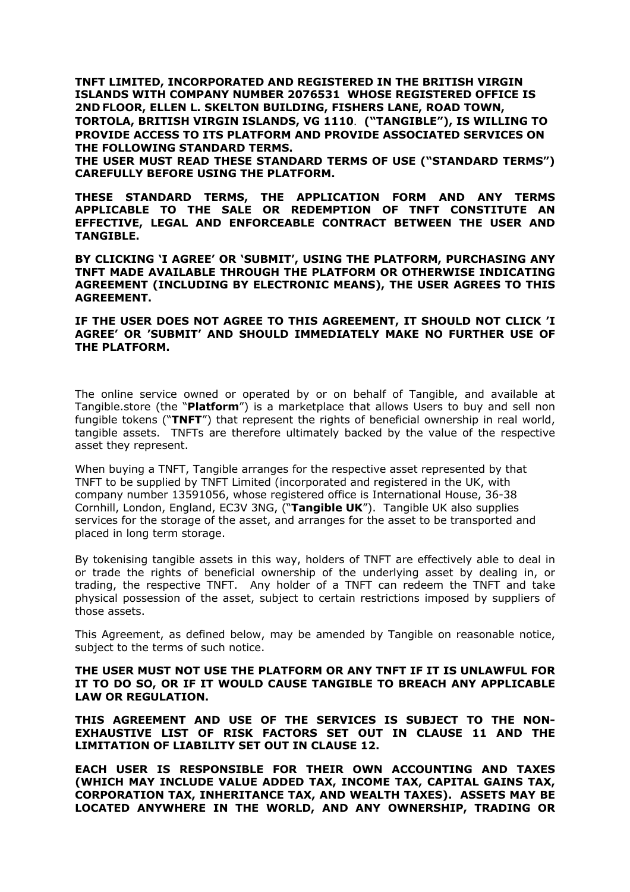**TNFT LIMITED, INCORPORATED AND REGISTERED IN THE BRITISH VIRGIN ISLANDS WITH COMPANY NUMBER 2076531 WHOSE REGISTERED OFFICE IS 2ND FLOOR, ELLEN L. SKELTON BUILDING, FISHERS LANE, ROAD TOWN, TORTOLA, BRITISH VIRGIN ISLANDS, VG 1110. ("TANGIBLE"), IS WILLING TO PROVIDE ACCESS TO ITS PLATFORM AND PROVIDE ASSOCIATED SERVICES ON THE FOLLOWING STANDARD TERMS.**
**THE USER MUST READ THESE STANDARD TERMS OF USE ("STANDARD TERMS") CAREFULLY BEFORE USING THE PLATFORM.**

**THESE STANDARD TERMS, THE APPLICATION FORM AND ANY TERMS APPLICABLE TO THE SALE OR REDEMPTION OF TNFT CONSTITUTE AN EFFECTIVE, LEGAL AND ENFORCEABLE CONTRACT BETWEEN THE USER AND TANGIBLE.**

**BY CLICKING 'I AGREE' OR 'SUBMIT', USING THE PLATFORM, PURCHASING ANY TNFT MADE AVAILABLE THROUGH THE PLATFORM OR OTHERWISE INDICATING AGREEMENT (INCLUDING BY ELECTRONIC MEANS), THE USER AGREES TO THIS AGREEMENT.**

**IF THE USER DOES NOT AGREE TO THIS AGREEMENT, IT SHOULD NOT CLICK 'I AGREE' OR 'SUBMIT' AND SHOULD IMMEDIATELY MAKE NO FURTHER USE OF THE PLATFORM.**

The online service owned or operated by or on behalf of Tangible, and available at Tangible.store (the "**Platform**") is a marketplace that allows Users to buy and sell non fungible tokens ("**TNFT**") that represent the rights of beneficial ownership in real world, tangible assets. TNFTs are therefore ultimately backed by the value of the respective asset they represent.

When buying a TNFT, Tangible arranges for the respective asset represented by that TNFT to be supplied by TNFT Limited (incorporated and registered in the UK, with company number 13591056, whose registered office is International House, 36-38 Cornhill, London, England, EC3V 3NG, ("**Tangible UK**"). Tangible UK also supplies services for the storage of the asset, and arranges for the asset to be transported and placed in long term storage.

By tokenising tangible assets in this way, holders of TNFT are effectively able to deal in or trade the rights of beneficial ownership of the underlying asset by dealing in, or trading, the respective TNFT. Any holder of a TNFT can redeem the TNFT and take physical possession of the asset, subject to certain restrictions imposed by suppliers of those assets.

This Agreement, as defined below, may be amended by Tangible on reasonable notice, subject to the terms of such notice.

**THE USER MUST NOT USE THE PLATFORM OR ANY TNFT IF IT IS UNLAWFUL FOR IT TO DO SO, OR IF IT WOULD CAUSE TANGIBLE TO BREACH ANY APPLICABLE LAW OR REGULATION.**

**THIS AGREEMENT AND USE OF THE SERVICES IS SUBJECT TO THE NON-EXHAUSTIVE LIST OF RISK FACTORS SET OUT IN CLAUSE 11 AND THE LIMITATION OF LIABILITY SET OUT IN CLAUSE 12.**

**EACH USER IS RESPONSIBLE FOR THEIR OWN ACCOUNTING AND TAXES (WHICH MAY INCLUDE VALUE ADDED TAX, INCOME TAX, CAPITAL GAINS TAX, CORPORATION TAX, INHERITANCE TAX, AND WEALTH TAXES). ASSETS MAY BE LOCATED ANYWHERE IN THE WORLD, AND ANY OWNERSHIP, TRADING OR**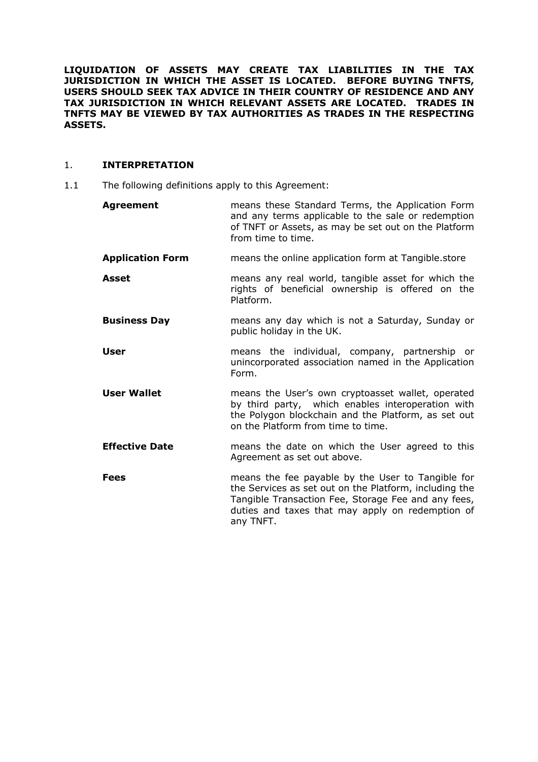**LIQUIDATION OF ASSETS MAY CREATE TAX LIABILITIES IN THE TAX JURISDICTION IN WHICH THE ASSET IS LOCATED. BEFORE BUYING TNFTS, USERS SHOULD SEEK TAX ADVICE IN THEIR COUNTRY OF RESIDENCE AND ANY TAX JURISDICTION IN WHICH RELEVANT ASSETS ARE LOCATED. TRADES IN TNFTS MAY BE VIEWED BY TAX AUTHORITIES AS TRADES IN THE RESPECTING ASSETS.**

## 1. INTERPRETATION

1.1 The following definitions apply to this Agreement:

| | |
|---|---|
| **Agreement** | means these Standard Terms, the Application Form and any terms applicable to the sale or redemption of TNFT or Assets, as may be set out on the Platform from time to time. |
| **Application Form** | means the online application form at Tangible.store |
| **Asset** | means any real world, tangible asset for which the rights of beneficial ownership is offered on the Platform. |
| **Business Day** | means any day which is not a Saturday, Sunday or public holiday in the UK. |
| **User** | means the individual, company, partnership or unincorporated association named in the Application Form. |
| **User Wallet** | means the User's own cryptoasset wallet, operated by third party, which enables interoperation with the Polygon blockchain and the Platform, as set out on the Platform from time to time. |
| **Effective Date** | means the date on which the User agreed to this Agreement as set out above. |
| **Fees** | means the fee payable by the User to Tangible for the Services as set out on the Platform, including the Tangible Transaction Fee, Storage Fee and any fees, duties and taxes that may apply on redemption of any TNFT. |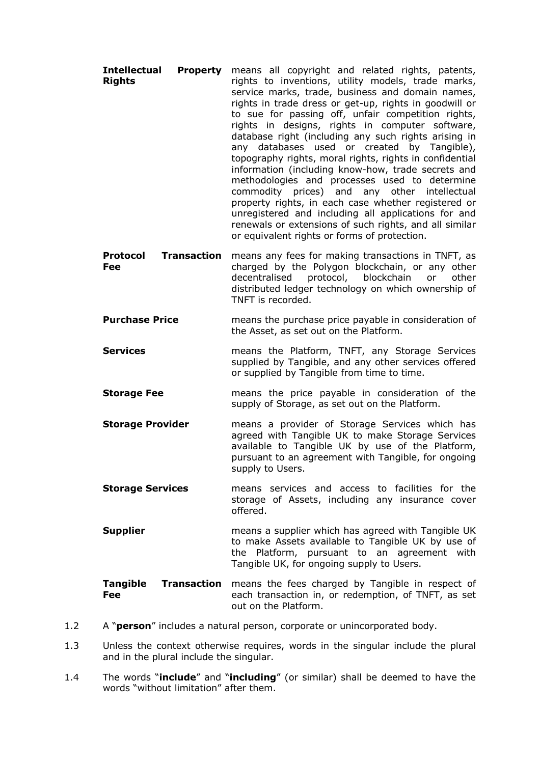| | |
|---|---|
| **Intellectual Property Rights** | means all copyright and related rights, patents, rights to inventions, utility models, trade marks, service marks, trade, business and domain names, rights in trade dress or get-up, rights in goodwill or to sue for passing off, unfair competition rights, rights in designs, rights in computer software, database right (including any such rights arising in any databases used or created by Tangible), topography rights, moral rights, rights in confidential information (including know-how, trade secrets and methodologies and processes used to determine commodity prices) and any other intellectual property rights, in each case whether registered or unregistered and including all applications for and renewals or extensions of such rights, and all similar or equivalent rights or forms of protection. |
| **Protocol Transaction Fee** | means any fees for making transactions in TNFT, as charged by the Polygon blockchain, or any other decentralised protocol, blockchain or other distributed ledger technology on which ownership of TNFT is recorded. |
| **Purchase Price** | means the purchase price payable in consideration of the Asset, as set out on the Platform. |
| **Services** | means the Platform, TNFT, any Storage Services supplied by Tangible, and any other services offered or supplied by Tangible from time to time. |
| **Storage Fee** | means the price payable in consideration of the supply of Storage, as set out on the Platform. |
| **Storage Provider** | means a provider of Storage Services which has agreed with Tangible UK to make Storage Services available to Tangible UK by use of the Platform, pursuant to an agreement with Tangible, for ongoing supply to Users. |
| **Storage Services** | means services and access to facilities for the storage of Assets, including any insurance cover offered. |
| **Supplier** | means a supplier which has agreed with Tangible UK to make Assets available to Tangible UK by use of the Platform, pursuant to an agreement with Tangible UK, for ongoing supply to Users. |
| **Tangible Transaction Fee** | means the fees charged by Tangible in respect of each transaction in, or redemption, of TNFT, as set out on the Platform. |

1.2 A "**person**" includes a natural person, corporate or unincorporated body.

1.3 Unless the context otherwise requires, words in the singular include the plural and in the plural include the singular.

1.4 The words "**include**" and "**including**" (or similar) shall be deemed to have the words "without limitation" after them.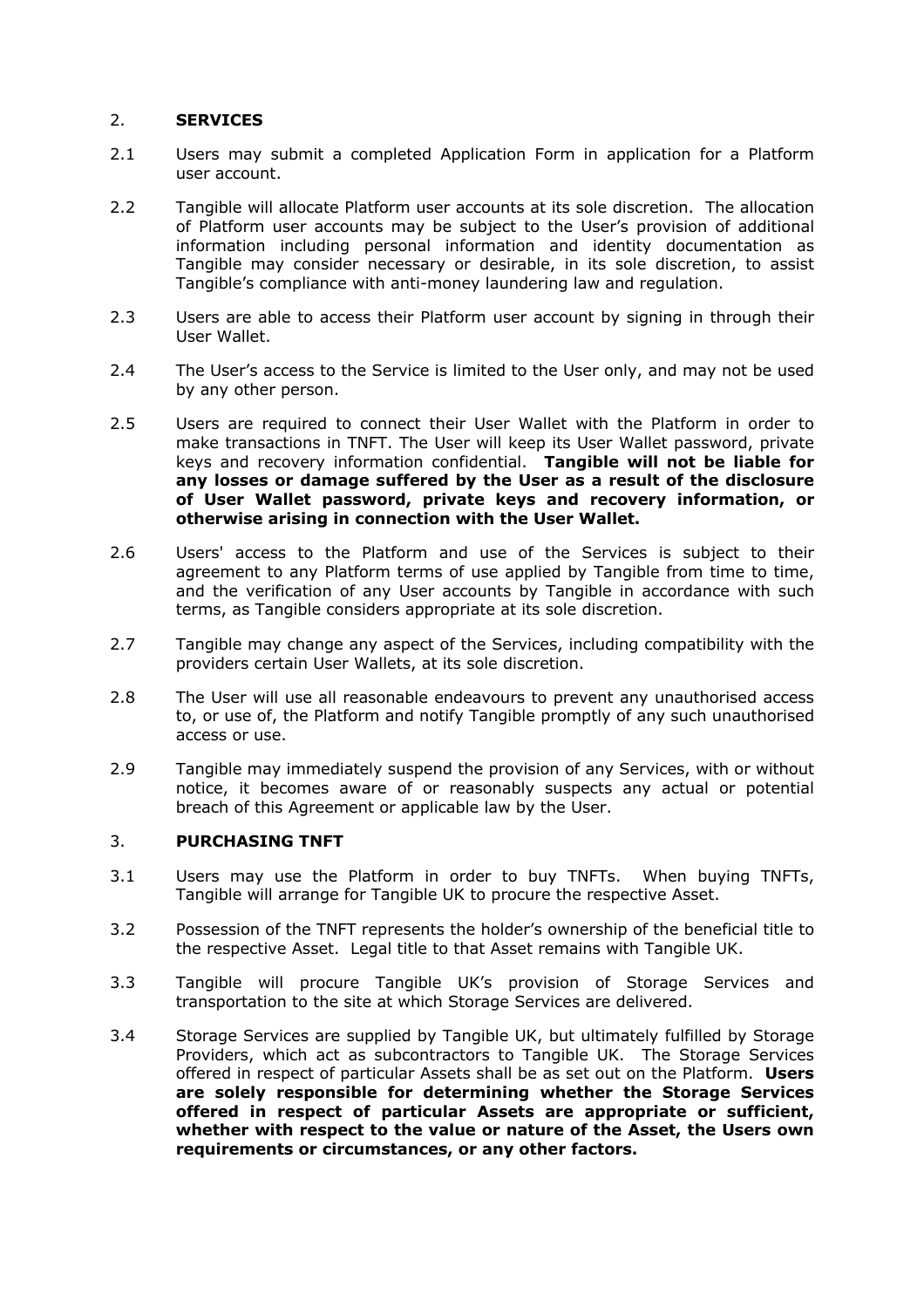## 2. SERVICES

2.1 Users may submit a completed Application Form in application for a Platform user account.

2.2 Tangible will allocate Platform user accounts at its sole discretion. The allocation of Platform user accounts may be subject to the User's provision of additional information including personal information and identity documentation as Tangible may consider necessary or desirable, in its sole discretion, to assist Tangible's compliance with anti-money laundering law and regulation.

2.3 Users are able to access their Platform user account by signing in through their User Wallet.

2.4 The User's access to the Service is limited to the User only, and may not be used by any other person.

2.5 Users are required to connect their User Wallet with the Platform in order to make transactions in TNFT. The User will keep its User Wallet password, private keys and recovery information confidential. **Tangible will not be liable for any losses or damage suffered by the User as a result of the disclosure of User Wallet password, private keys and recovery information, or otherwise arising in connection with the User Wallet.**

2.6 Users' access to the Platform and use of the Services is subject to their agreement to any Platform terms of use applied by Tangible from time to time, and the verification of any User accounts by Tangible in accordance with such terms, as Tangible considers appropriate at its sole discretion.

2.7 Tangible may change any aspect of the Services, including compatibility with the providers certain User Wallets, at its sole discretion.

2.8 The User will use all reasonable endeavours to prevent any unauthorised access to, or use of, the Platform and notify Tangible promptly of any such unauthorised access or use.

2.9 Tangible may immediately suspend the provision of any Services, with or without notice, it becomes aware of or reasonably suspects any actual or potential breach of this Agreement or applicable law by the User.

## 3. PURCHASING TNFT

3.1 Users may use the Platform in order to buy TNFTs. When buying TNFTs, Tangible will arrange for Tangible UK to procure the respective Asset.

3.2 Possession of the TNFT represents the holder's ownership of the beneficial title to the respective Asset. Legal title to that Asset remains with Tangible UK.

3.3 Tangible will procure Tangible UK's provision of Storage Services and transportation to the site at which Storage Services are delivered.

3.4 Storage Services are supplied by Tangible UK, but ultimately fulfilled by Storage Providers, which act as subcontractors to Tangible UK. The Storage Services offered in respect of particular Assets shall be as set out on the Platform. **Users are solely responsible for determining whether the Storage Services offered in respect of particular Assets are appropriate or sufficient, whether with respect to the value or nature of the Asset, the Users own requirements or circumstances, or any other factors.**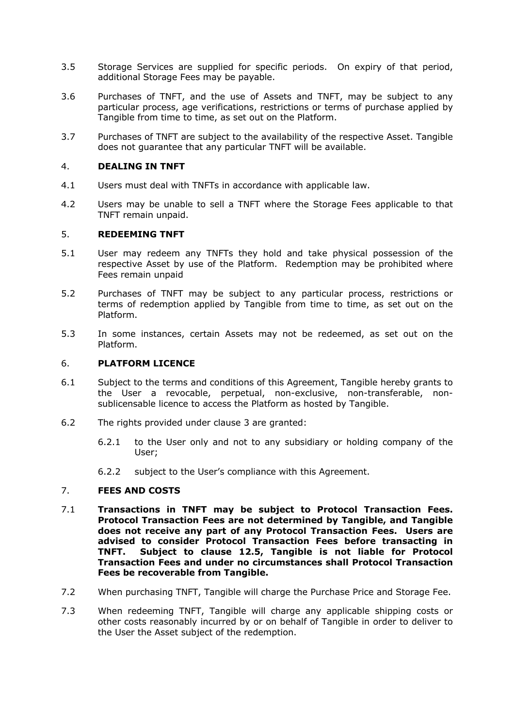3.5 Storage Services are supplied for specific periods. On expiry of that period, additional Storage Fees may be payable.

3.6 Purchases of TNFT, and the use of Assets and TNFT, may be subject to any particular process, age verifications, restrictions or terms of purchase applied by Tangible from time to time, as set out on the Platform.

3.7 Purchases of TNFT are subject to the availability of the respective Asset. Tangible does not guarantee that any particular TNFT will be available.

## 4. DEALING IN TNFT

4.1 Users must deal with TNFTs in accordance with applicable law.

4.2 Users may be unable to sell a TNFT where the Storage Fees applicable to that TNFT remain unpaid.

## 5. REDEEMING TNFT

5.1 User may redeem any TNFTs they hold and take physical possession of the respective Asset by use of the Platform. Redemption may be prohibited where Fees remain unpaid

5.2 Purchases of TNFT may be subject to any particular process, restrictions or terms of redemption applied by Tangible from time to time, as set out on the Platform.

5.3 In some instances, certain Assets may not be redeemed, as set out on the Platform.

## 6. PLATFORM LICENCE

6.1 Subject to the terms and conditions of this Agreement, Tangible hereby grants to the User a revocable, perpetual, non-exclusive, non-transferable, non-sublicensable licence to access the Platform as hosted by Tangible.

6.2 The rights provided under clause 3 are granted:

6.2.1 to the User only and not to any subsidiary or holding company of the User;

6.2.2 subject to the User's compliance with this Agreement.

## 7. FEES AND COSTS

7.1 **Transactions in TNFT may be subject to Protocol Transaction Fees. Protocol Transaction Fees are not determined by Tangible, and Tangible does not receive any part of any Protocol Transaction Fees. Users are advised to consider Protocol Transaction Fees before transacting in TNFT. Subject to clause 12.5, Tangible is not liable for Protocol Transaction Fees and under no circumstances shall Protocol Transaction Fees be recoverable from Tangible.**

7.2 When purchasing TNFT, Tangible will charge the Purchase Price and Storage Fee.

7.3 When redeeming TNFT, Tangible will charge any applicable shipping costs or other costs reasonably incurred by or on behalf of Tangible in order to deliver to the User the Asset subject of the redemption.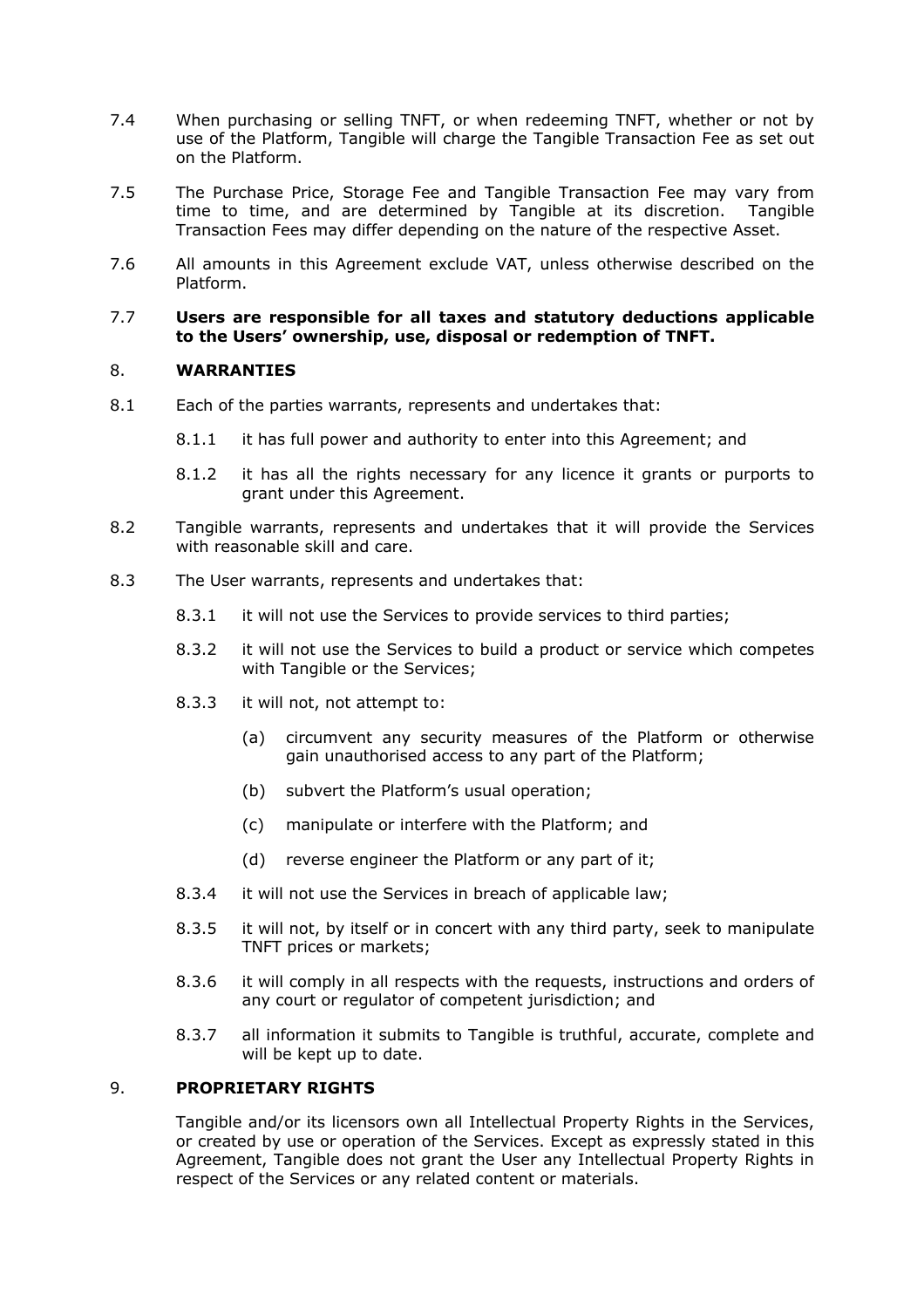7.4 When purchasing or selling TNFT, or when redeeming TNFT, whether or not by use of the Platform, Tangible will charge the Tangible Transaction Fee as set out on the Platform.

7.5 The Purchase Price, Storage Fee and Tangible Transaction Fee may vary from time to time, and are determined by Tangible at its discretion. Tangible Transaction Fees may differ depending on the nature of the respective Asset.

7.6 All amounts in this Agreement exclude VAT, unless otherwise described on the Platform.

7.7 **Users are responsible for all taxes and statutory deductions applicable to the Users' ownership, use, disposal or redemption of TNFT.**

## 8. WARRANTIES

8.1 Each of the parties warrants, represents and undertakes that:

- 8.1.1 it has full power and authority to enter into this Agreement; and
- 8.1.2 it has all the rights necessary for any licence it grants or purports to grant under this Agreement.

8.2 Tangible warrants, represents and undertakes that it will provide the Services with reasonable skill and care.

8.3 The User warrants, represents and undertakes that:

- 8.3.1 it will not use the Services to provide services to third parties;
- 8.3.2 it will not use the Services to build a product or service which competes with Tangible or the Services;
- 8.3.3 it will not, not attempt to:
  - (a) circumvent any security measures of the Platform or otherwise gain unauthorised access to any part of the Platform;
  - (b) subvert the Platform's usual operation;
  - (c) manipulate or interfere with the Platform; and
  - (d) reverse engineer the Platform or any part of it;
- 8.3.4 it will not use the Services in breach of applicable law;
- 8.3.5 it will not, by itself or in concert with any third party, seek to manipulate TNFT prices or markets;
- 8.3.6 it will comply in all respects with the requests, instructions and orders of any court or regulator of competent jurisdiction; and
- 8.3.7 all information it submits to Tangible is truthful, accurate, complete and will be kept up to date.

## 9. PROPRIETARY RIGHTS

Tangible and/or its licensors own all Intellectual Property Rights in the Services, or created by use or operation of the Services. Except as expressly stated in this Agreement, Tangible does not grant the User any Intellectual Property Rights in respect of the Services or any related content or materials.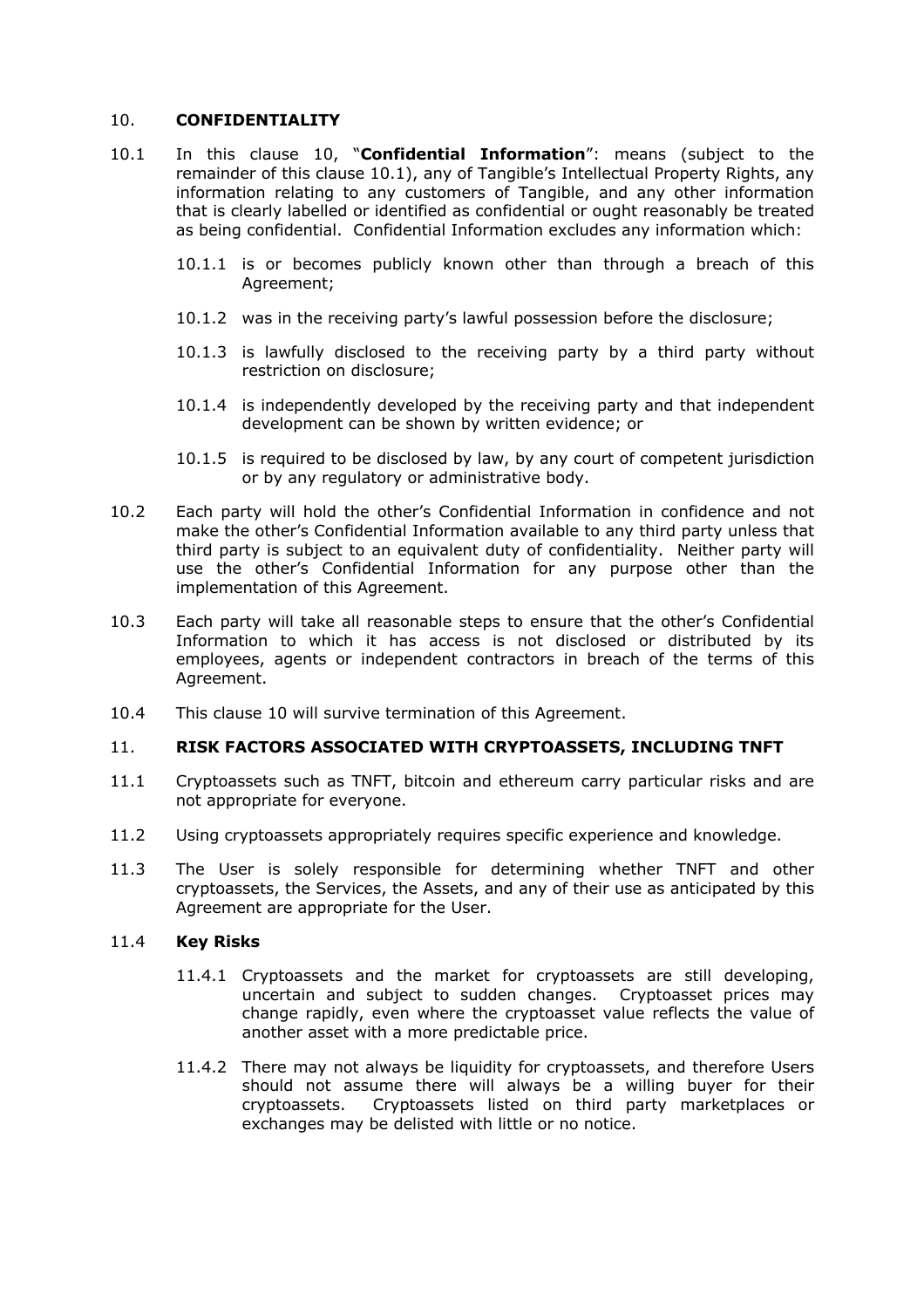## 10. **CONFIDENTIALITY**

10.1 In this clause 10, "**Confidential Information**": means (subject to the remainder of this clause 10.1), any of Tangible's Intellectual Property Rights, any information relating to any customers of Tangible, and any other information that is clearly labelled or identified as confidential or ought reasonably be treated as being confidential. Confidential Information excludes any information which:

10.1.1 is or becomes publicly known other than through a breach of this Agreement;

10.1.2 was in the receiving party's lawful possession before the disclosure;

10.1.3 is lawfully disclosed to the receiving party by a third party without restriction on disclosure;

10.1.4 is independently developed by the receiving party and that independent development can be shown by written evidence; or

10.1.5 is required to be disclosed by law, by any court of competent jurisdiction or by any regulatory or administrative body.

10.2 Each party will hold the other's Confidential Information in confidence and not make the other's Confidential Information available to any third party unless that third party is subject to an equivalent duty of confidentiality. Neither party will use the other's Confidential Information for any purpose other than the implementation of this Agreement.

10.3 Each party will take all reasonable steps to ensure that the other's Confidential Information to which it has access is not disclosed or distributed by its employees, agents or independent contractors in breach of the terms of this Agreement.

10.4 This clause 10 will survive termination of this Agreement.

## 11. **RISK FACTORS ASSOCIATED WITH CRYPTOASSETS, INCLUDING TNFT**

11.1 Cryptoassets such as TNFT, bitcoin and ethereum carry particular risks and are not appropriate for everyone.

11.2 Using cryptoassets appropriately requires specific experience and knowledge.

11.3 The User is solely responsible for determining whether TNFT and other cryptoassets, the Services, the Assets, and any of their use as anticipated by this Agreement are appropriate for the User.

### 11.4 **Key Risks**

11.4.1 Cryptoassets and the market for cryptoassets are still developing, uncertain and subject to sudden changes. Cryptoasset prices may change rapidly, even where the cryptoasset value reflects the value of another asset with a more predictable price.

11.4.2 There may not always be liquidity for cryptoassets, and therefore Users should not assume there will always be a willing buyer for their cryptoassets. Cryptoassets listed on third party marketplaces or exchanges may be delisted with little or no notice.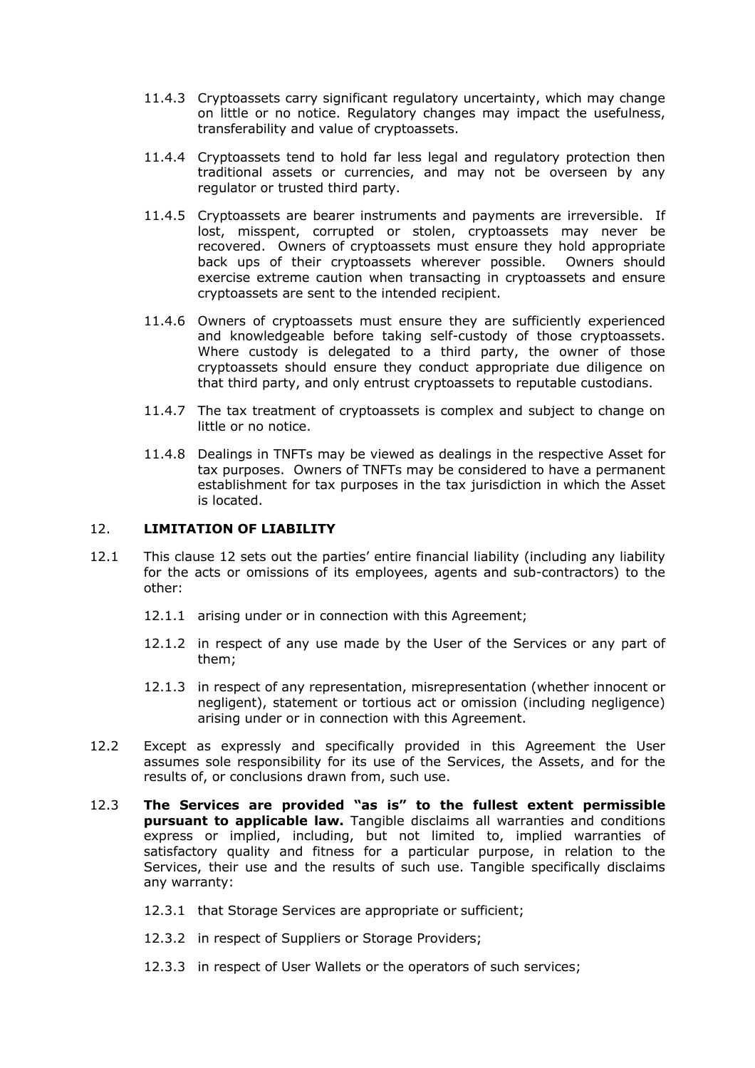11.4.3 Cryptoassets carry significant regulatory uncertainty, which may change on little or no notice. Regulatory changes may impact the usefulness, transferability and value of cryptoassets.

11.4.4 Cryptoassets tend to hold far less legal and regulatory protection then traditional assets or currencies, and may not be overseen by any regulator or trusted third party.

11.4.5 Cryptoassets are bearer instruments and payments are irreversible. If lost, misspent, corrupted or stolen, cryptoassets may never be recovered. Owners of cryptoassets must ensure they hold appropriate back ups of their cryptoassets wherever possible. Owners should exercise extreme caution when transacting in cryptoassets and ensure cryptoassets are sent to the intended recipient.

11.4.6 Owners of cryptoassets must ensure they are sufficiently experienced and knowledgeable before taking self-custody of those cryptoassets. Where custody is delegated to a third party, the owner of those cryptoassets should ensure they conduct appropriate due diligence on that third party, and only entrust cryptoassets to reputable custodians.

11.4.7 The tax treatment of cryptoassets is complex and subject to change on little or no notice.

11.4.8 Dealings in TNFTs may be viewed as dealings in the respective Asset for tax purposes. Owners of TNFTs may be considered to have a permanent establishment for tax purposes in the tax jurisdiction in which the Asset is located.

## 12. LIMITATION OF LIABILITY

12.1 This clause 12 sets out the parties' entire financial liability (including any liability for the acts or omissions of its employees, agents and sub-contractors) to the other:

12.1.1 arising under or in connection with this Agreement;

12.1.2 in respect of any use made by the User of the Services or any part of them;

12.1.3 in respect of any representation, misrepresentation (whether innocent or negligent), statement or tortious act or omission (including negligence) arising under or in connection with this Agreement.

12.2 Except as expressly and specifically provided in this Agreement the User assumes sole responsibility for its use of the Services, the Assets, and for the results of, or conclusions drawn from, such use.

12.3 **The Services are provided "as is" to the fullest extent permissible pursuant to applicable law.** Tangible disclaims all warranties and conditions express or implied, including, but not limited to, implied warranties of satisfactory quality and fitness for a particular purpose, in relation to the Services, their use and the results of such use. Tangible specifically disclaims any warranty:

12.3.1 that Storage Services are appropriate or sufficient;

12.3.2 in respect of Suppliers or Storage Providers;

12.3.3 in respect of User Wallets or the operators of such services;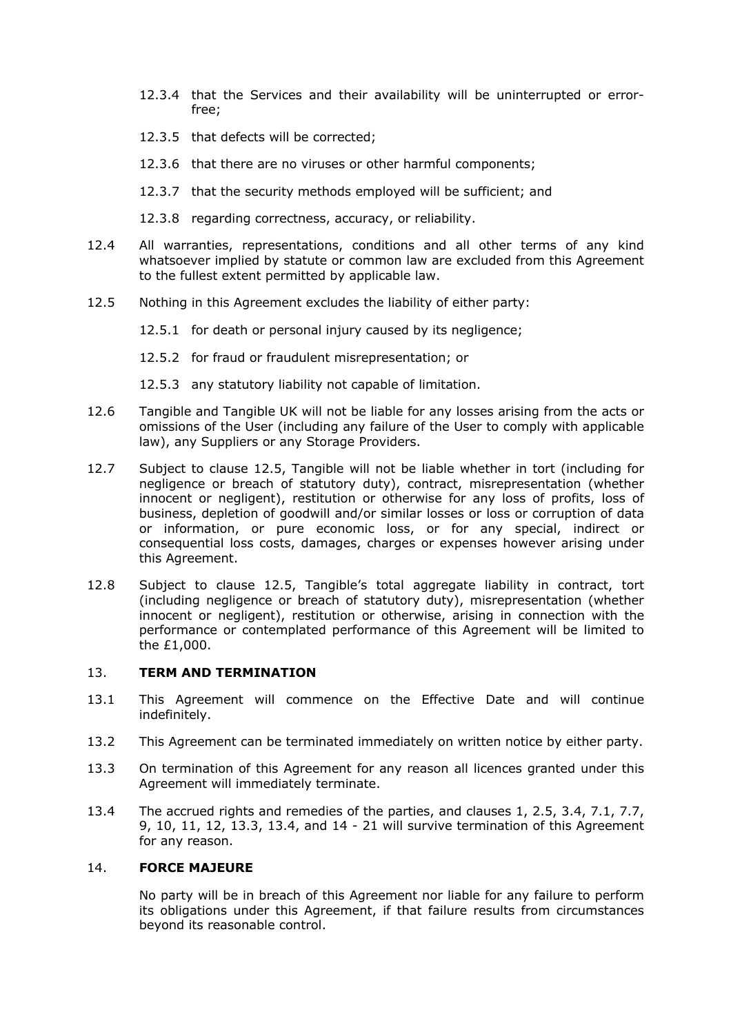12.3.4 that the Services and their availability will be uninterrupted or error-free;

12.3.5 that defects will be corrected;

12.3.6 that there are no viruses or other harmful components;

12.3.7 that the security methods employed will be sufficient; and

12.3.8 regarding correctness, accuracy, or reliability.

12.4 All warranties, representations, conditions and all other terms of any kind whatsoever implied by statute or common law are excluded from this Agreement to the fullest extent permitted by applicable law.

12.5 Nothing in this Agreement excludes the liability of either party:

12.5.1 for death or personal injury caused by its negligence;

12.5.2 for fraud or fraudulent misrepresentation; or

12.5.3 any statutory liability not capable of limitation.

12.6 Tangible and Tangible UK will not be liable for any losses arising from the acts or omissions of the User (including any failure of the User to comply with applicable law), any Suppliers or any Storage Providers.

12.7 Subject to clause 12.5, Tangible will not be liable whether in tort (including for negligence or breach of statutory duty), contract, misrepresentation (whether innocent or negligent), restitution or otherwise for any loss of profits, loss of business, depletion of goodwill and/or similar losses or loss or corruption of data or information, or pure economic loss, or for any special, indirect or consequential loss costs, damages, charges or expenses however arising under this Agreement.

12.8 Subject to clause 12.5, Tangible's total aggregate liability in contract, tort (including negligence or breach of statutory duty), misrepresentation (whether innocent or negligent), restitution or otherwise, arising in connection with the performance or contemplated performance of this Agreement will be limited to the £1,000.

## 13. TERM AND TERMINATION

13.1 This Agreement will commence on the Effective Date and will continue indefinitely.

13.2 This Agreement can be terminated immediately on written notice by either party.

13.3 On termination of this Agreement for any reason all licences granted under this Agreement will immediately terminate.

13.4 The accrued rights and remedies of the parties, and clauses 1, 2.5, 3.4, 7.1, 7.7, 9, 10, 11, 12, 13.3, 13.4, and 14 - 21 will survive termination of this Agreement for any reason.

## 14. FORCE MAJEURE

No party will be in breach of this Agreement nor liable for any failure to perform its obligations under this Agreement, if that failure results from circumstances beyond its reasonable control.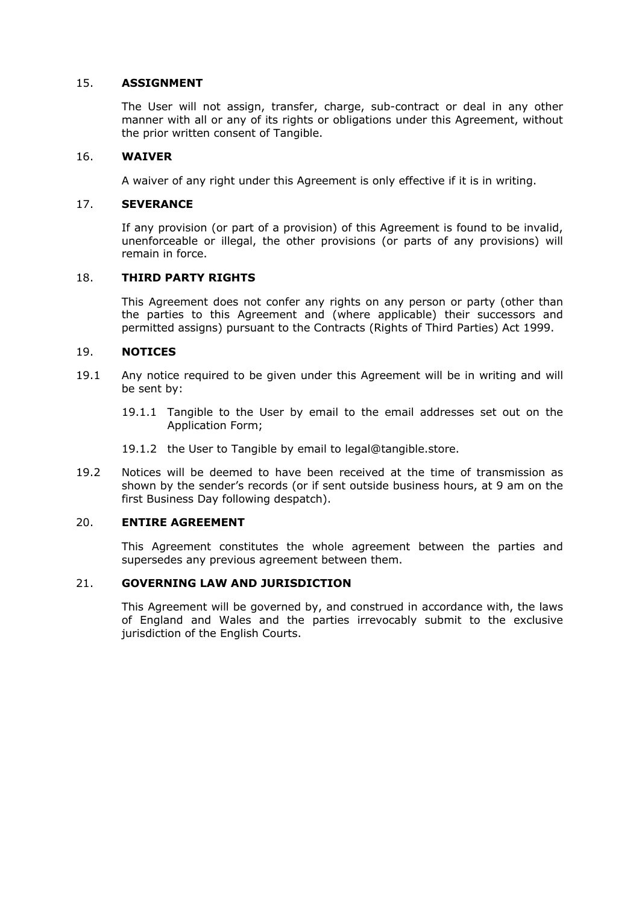## 15. ASSIGNMENT

The User will not assign, transfer, charge, sub-contract or deal in any other manner with all or any of its rights or obligations under this Agreement, without the prior written consent of Tangible.

## 16. WAIVER

A waiver of any right under this Agreement is only effective if it is in writing.

## 17. SEVERANCE

If any provision (or part of a provision) of this Agreement is found to be invalid, unenforceable or illegal, the other provisions (or parts of any provisions) will remain in force.

## 18. THIRD PARTY RIGHTS

This Agreement does not confer any rights on any person or party (other than the parties to this Agreement and (where applicable) their successors and permitted assigns) pursuant to the Contracts (Rights of Third Parties) Act 1999.

## 19. NOTICES

19.1 Any notice required to be given under this Agreement will be in writing and will be sent by:

19.1.1 Tangible to the User by email to the email addresses set out on the Application Form;

19.1.2 the User to Tangible by email to legal@tangible.store.

19.2 Notices will be deemed to have been received at the time of transmission as shown by the sender's records (or if sent outside business hours, at 9 am on the first Business Day following despatch).

## 20. ENTIRE AGREEMENT

This Agreement constitutes the whole agreement between the parties and supersedes any previous agreement between them.

## 21. GOVERNING LAW AND JURISDICTION

This Agreement will be governed by, and construed in accordance with, the laws of England and Wales and the parties irrevocably submit to the exclusive jurisdiction of the English Courts.